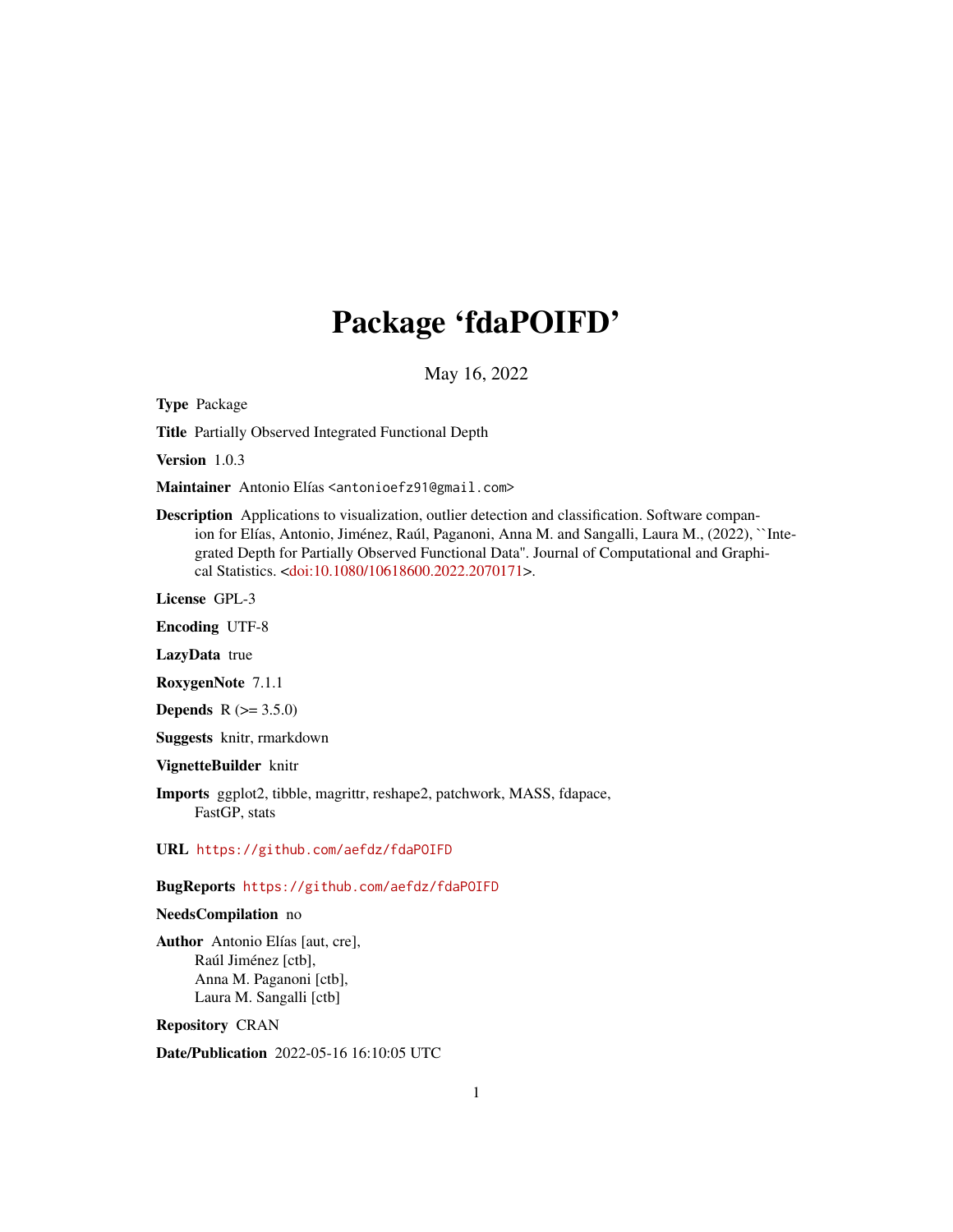# Package 'fdaPOIFD'

May 16, 2022

**Type** Package

**Title** Partially Observed Integrated Functional Depth

**Version** 1.0.3

**Maintainer** Antonio Elías <antonioefz91@gmail.com>

**Description** Applications to visualization, outlier detection and classification. Software companion for Elías, Antonio, Jiménez, Raúl, Paganoni, Anna M. and Sangalli, Laura M., (2022), ``Integrated Depth for Partially Observed Functional Data''. Journal of Computational and Graphical Statistics. <doi:10.1080/10618600.2022.2070171>.

**License** GPL-3

**Encoding** UTF-8

**LazyData** true

**RoxygenNote** 7.1.1

**Depends** R (>= 3.5.0)

**Suggests** knitr, rmarkdown

**VignetteBuilder** knitr

**Imports** ggplot2, tibble, magrittr, reshape2, patchwork, MASS, fdapace, FastGP, stats

**URL** https://github.com/aefdz/fdaPOIFD

**BugReports** https://github.com/aefdz/fdaPOIFD

**NeedsCompilation** no

**Author** Antonio Elías [aut, cre],
Raúl Jiménez [ctb],
Anna M. Paganoni [ctb],
Laura M. Sangalli [ctb]

**Repository** CRAN

**Date/Publication** 2022-05-16 16:10:05 UTC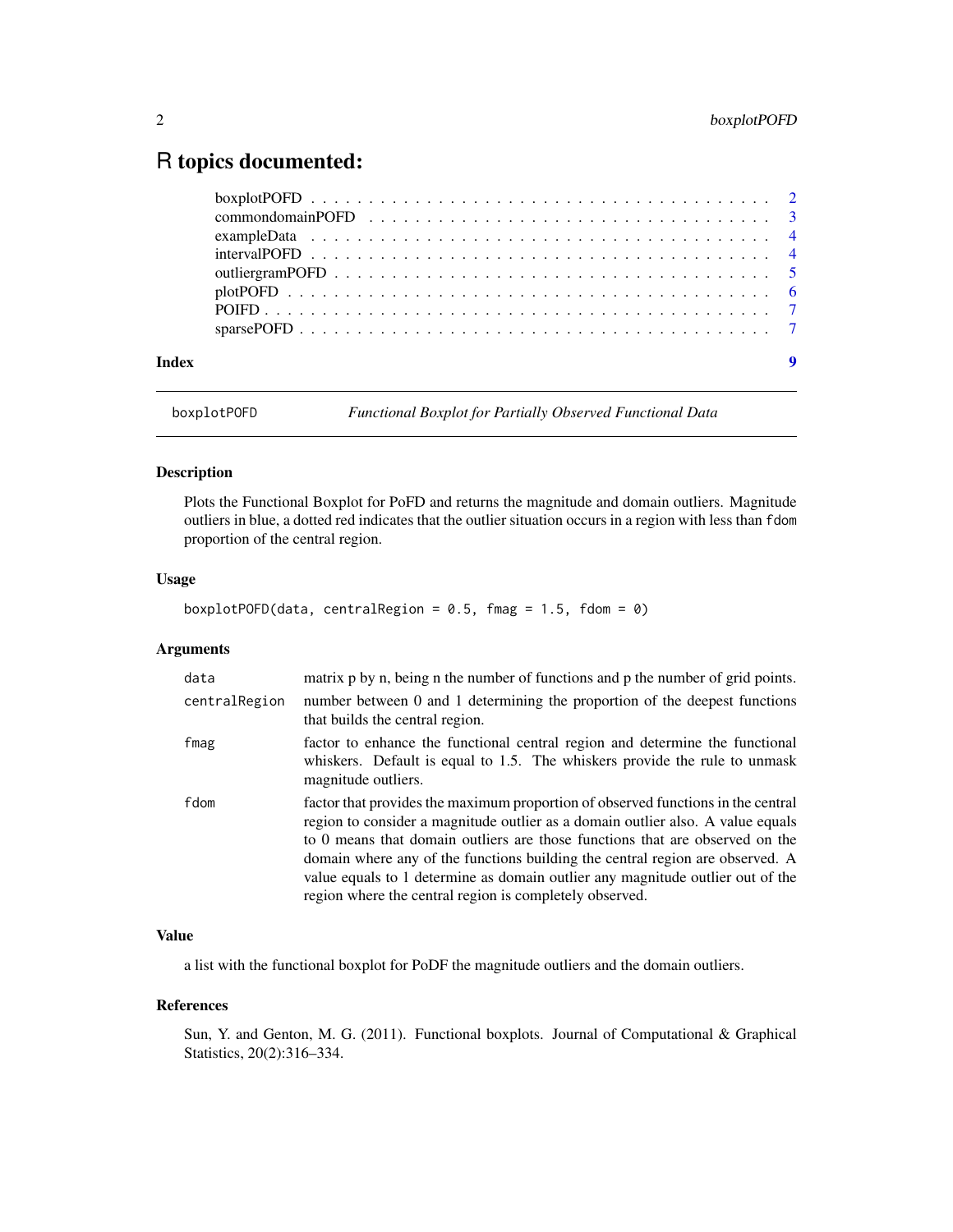# R topics documented:

| | |
|---|---|
| boxplotPOFD | 2 |
| commondomainPOFD | 3 |
| exampleData | 4 |
| intervalPOFD | 4 |
| outliergramPOFD | 5 |
| plotPOFD | 6 |
| POIFD | 7 |
| sparsePOFD | 7 |

**Index** 9

---

`boxplotPOFD` *Functional Boxplot for Partially Observed Functional Data*

---

### Description

Plots the Functional Boxplot for PoFD and returns the magnitude and domain outliers. Magnitude outliers in blue, a dotted red indicates that the outlier situation occurs in a region with less than `fdom` proportion of the central region.

### Usage

```
boxplotPOFD(data, centralRegion = 0.5, fmag = 1.5, fdom = 0)
```

### Arguments

| | |
|---|---|
| `data` | matrix p by n, being n the number of functions and p the number of grid points. |
| `centralRegion` | number between 0 and 1 determining the proportion of the deepest functions that builds the central region. |
| `fmag` | factor to enhance the functional central region and determine the functional whiskers. Default is equal to 1.5. The whiskers provide the rule to unmask magnitude outliers. |
| `fdom` | factor that provides the maximum proportion of observed functions in the central region to consider a magnitude outlier as a domain outlier also. A value equals to 0 means that domain outliers are those functions that are observed on the domain where any of the functions building the central region are observed. A value equals to 1 determine as domain outlier any magnitude outlier out of the region where the central region is completely observed. |

### Value

a list with the functional boxplot for PoDF the magnitude outliers and the domain outliers.

### References

Sun, Y. and Genton, M. G. (2011). Functional boxplots. Journal of Computational & Graphical Statistics, 20(2):316–334.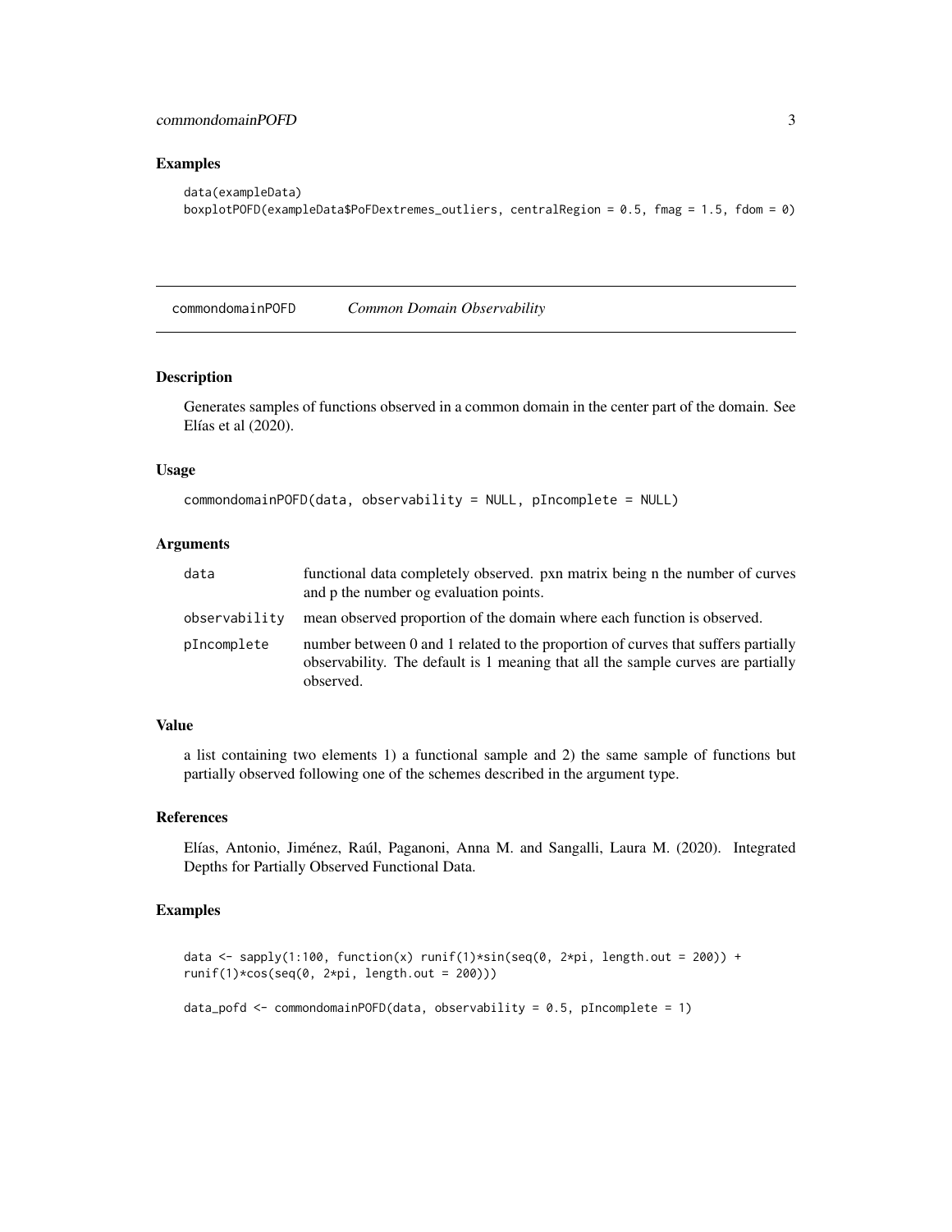## Examples

```
data(exampleData)
boxplotPOFD(exampleData$PoFDextremes_outliers, centralRegion = 0.5, fmag = 1.5, fdom = 0)
```

---

# commondomainPOFD *Common Domain Observability*

---

## Description

Generates samples of functions observed in a common domain in the center part of the domain. See Elías et al (2020).

## Usage

```
commondomainPOFD(data, observability = NULL, pIncomplete = NULL)
```

## Arguments

| | |
|---|---|
| data | functional data completely observed. pxn matrix being n the number of curves and p the number og evaluation points. |
| observability | mean observed proportion of the domain where each function is observed. |
| pIncomplete | number between 0 and 1 related to the proportion of curves that suffers partially observability. The default is 1 meaning that all the sample curves are partially observed. |

## Value

a list containing two elements 1) a functional sample and 2) the same sample of functions but partially observed following one of the schemes described in the argument type.

## References

Elías, Antonio, Jiménez, Raúl, Paganoni, Anna M. and Sangalli, Laura M. (2020). Integrated Depths for Partially Observed Functional Data.

## Examples

```
data <- sapply(1:100, function(x) runif(1)*sin(seq(0, 2*pi, length.out = 200)) +
runif(1)*cos(seq(0, 2*pi, length.out = 200)))

data_pofd <- commondomainPOFD(data, observability = 0.5, pIncomplete = 1)
```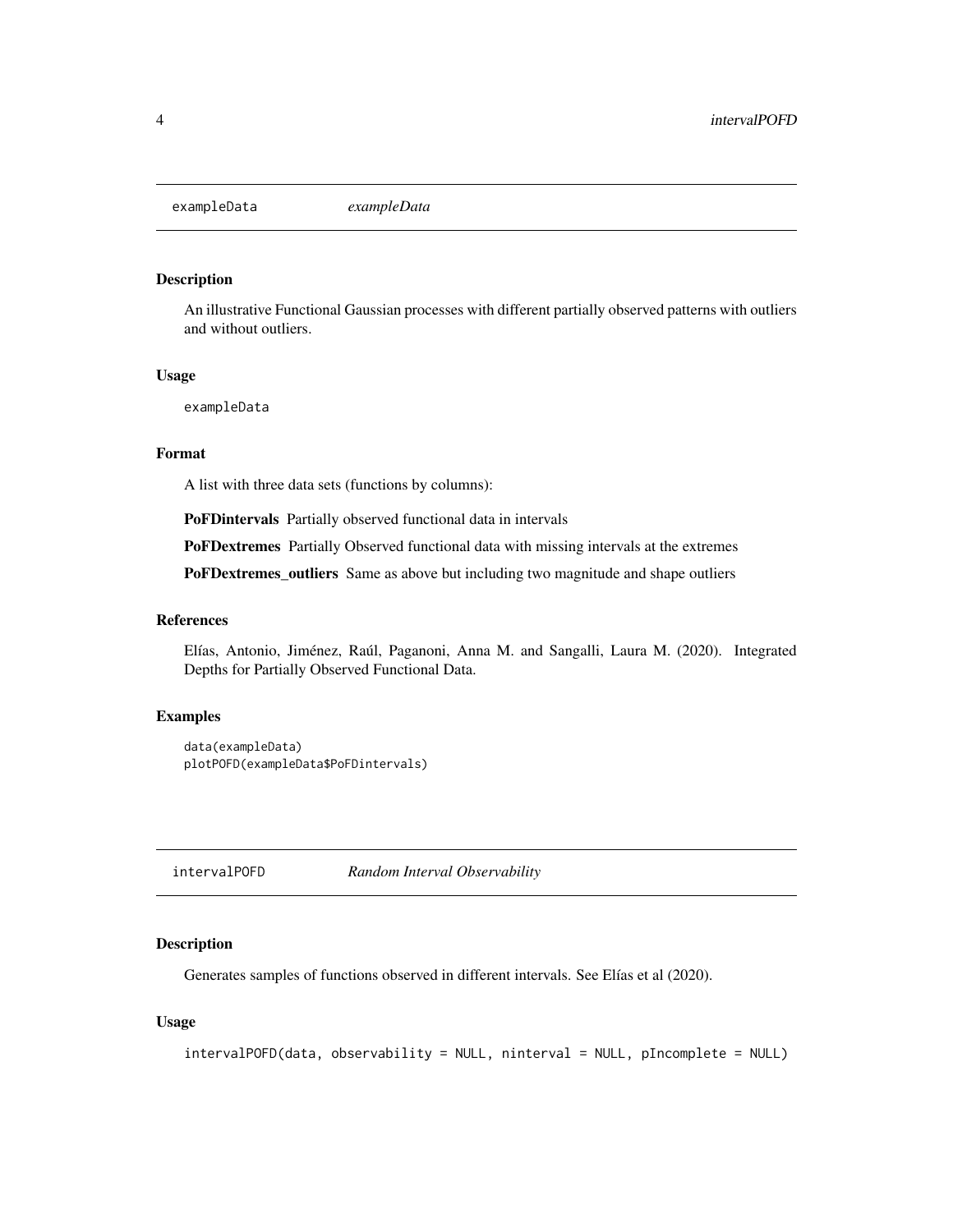## exampleData *exampleData*

### Description

An illustrative Functional Gaussian processes with different partially observed patterns with outliers and without outliers.

### Usage

```
exampleData
```

### Format

A list with three data sets (functions by columns):

**PoFDintervals** Partially observed functional data in intervals

**PoFDextremes** Partially Observed functional data with missing intervals at the extremes

**PoFDextremes_outliers** Same as above but including two magnitude and shape outliers

### References

Elías, Antonio, Jiménez, Raúl, Paganoni, Anna M. and Sangalli, Laura M. (2020). Integrated Depths for Partially Observed Functional Data.

### Examples

```
data(exampleData)
plotPOFD(exampleData$PoFDintervals)
```

## intervalPOFD *Random Interval Observability*

### Description

Generates samples of functions observed in different intervals. See Elías et al (2020).

### Usage

```
intervalPOFD(data, observability = NULL, ninterval = NULL, pIncomplete = NULL)
```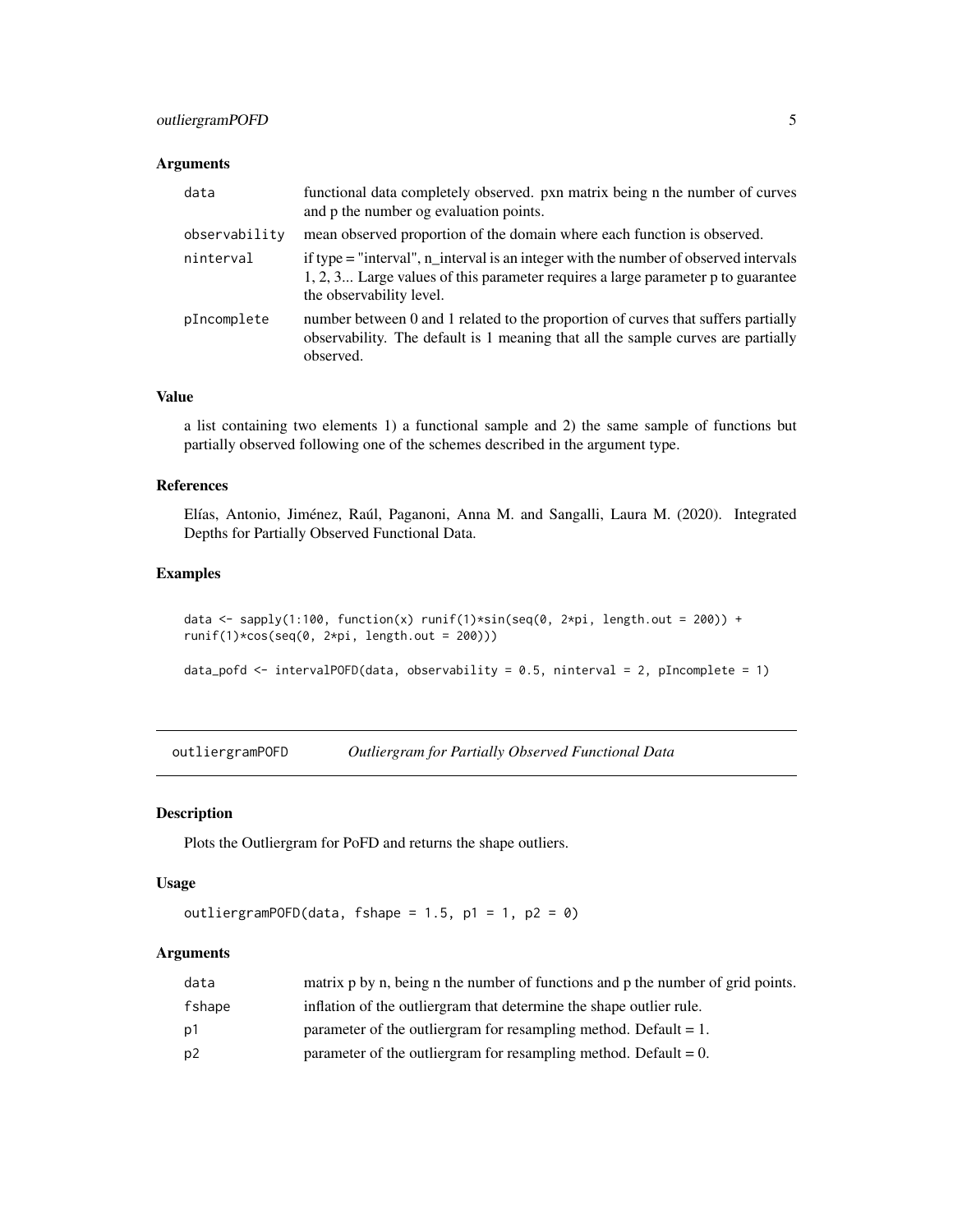### Arguments

| | |
|---|---|
| data | functional data completely observed. pxn matrix being n the number of curves and p the number og evaluation points. |
| observability | mean observed proportion of the domain where each function is observed. |
| ninterval | if type = "interval", n_interval is an integer with the number of observed intervals 1, 2, 3... Large values of this parameter requires a large parameter p to guarantee the observability level. |
| pIncomplete | number between 0 and 1 related to the proportion of curves that suffers partially observability. The default is 1 meaning that all the sample curves are partially observed. |

### Value

a list containing two elements 1) a functional sample and 2) the same sample of functions but partially observed following one of the schemes described in the argument type.

### References

Elías, Antonio, Jiménez, Raúl, Paganoni, Anna M. and Sangalli, Laura M. (2020). Integrated Depths for Partially Observed Functional Data.

### Examples

```
data <- sapply(1:100, function(x) runif(1)*sin(seq(0, 2*pi, length.out = 200)) +
runif(1)*cos(seq(0, 2*pi, length.out = 200)))

data_pofd <- intervalPOFD(data, observability = 0.5, ninterval = 2, pIncomplete = 1)
```

---

## outliergramPOFD *Outliergram for Partially Observed Functional Data*

### Description

Plots the Outliergram for PoFD and returns the shape outliers.

### Usage

```
outliergramPOFD(data, fshape = 1.5, p1 = 1, p2 = 0)
```

### Arguments

| | |
|---|---|
| data | matrix p by n, being n the number of functions and p the number of grid points. |
| fshape | inflation of the outliergram that determine the shape outlier rule. |
| p1 | parameter of the outliergram for resampling method. Default = 1. |
| p2 | parameter of the outliergram for resampling method. Default = 0. |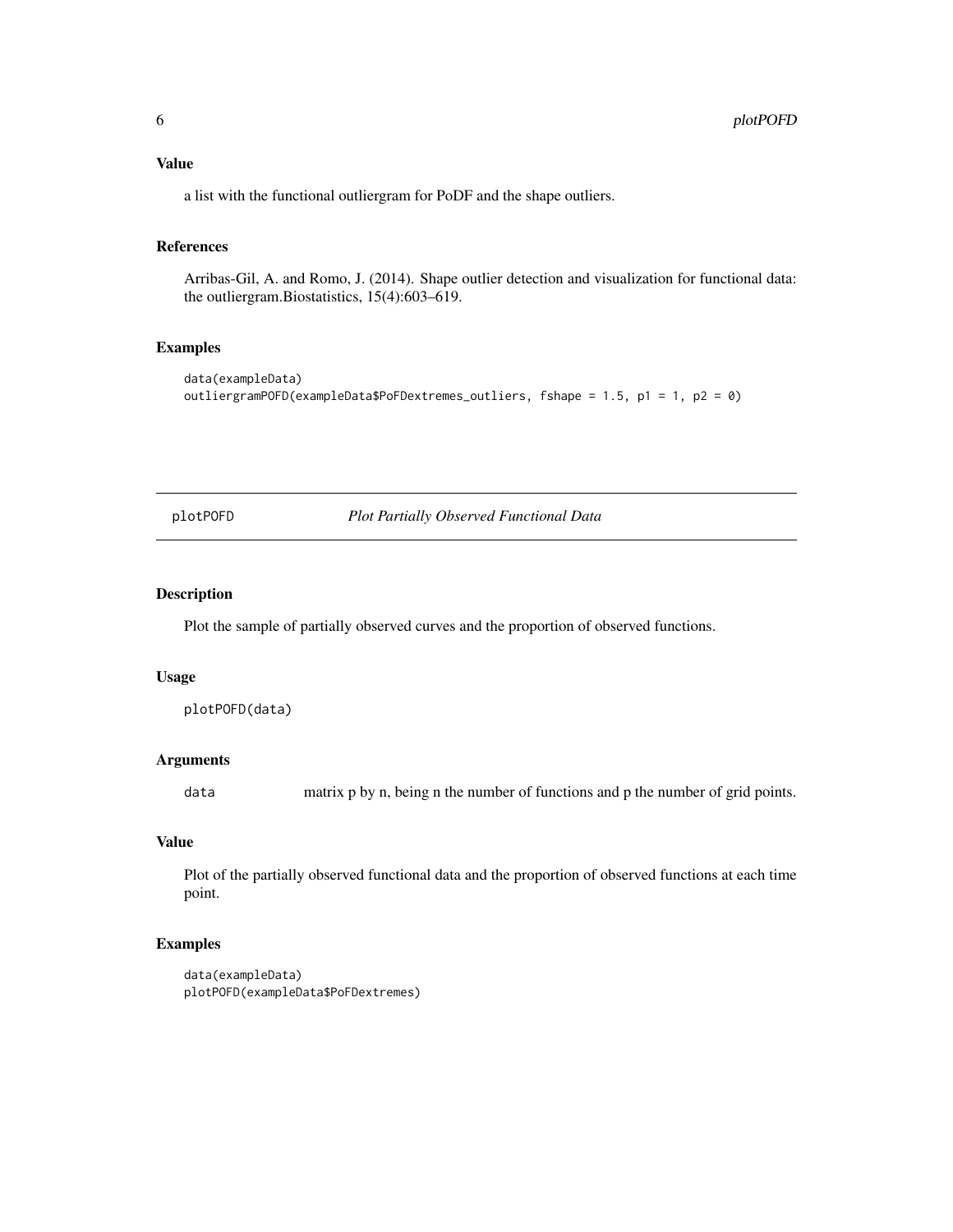### Value

a list with the functional outliergram for PoDF and the shape outliers.

### References

Arribas-Gil, A. and Romo, J. (2014). Shape outlier detection and visualization for functional data: the outliergram.Biostatistics, 15(4):603–619.

### Examples

```
data(exampleData)
outliergramPOFD(exampleData$PoFDextremes_outliers, fshape = 1.5, p1 = 1, p2 = 0)
```

---

## plotPOFD — *Plot Partially Observed Functional Data*

---

### Description

Plot the sample of partially observed curves and the proportion of observed functions.

### Usage

```
plotPOFD(data)
```

### Arguments

| | |
|---|---|
| data | matrix p by n, being n the number of functions and p the number of grid points. |

### Value

Plot of the partially observed functional data and the proportion of observed functions at each time point.

### Examples

```
data(exampleData)
plotPOFD(exampleData$PoFDextremes)
```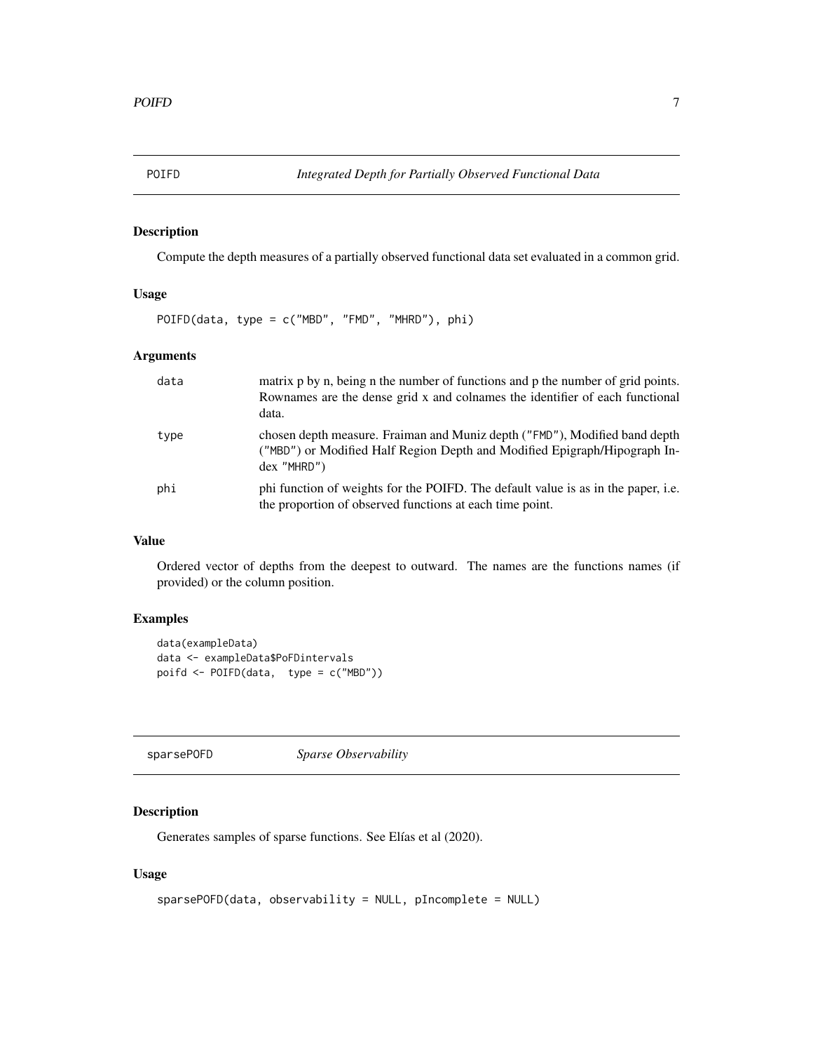## POIFD — *Integrated Depth for Partially Observed Functional Data*

### Description

Compute the depth measures of a partially observed functional data set evaluated in a common grid.

### Usage

```
POIFD(data, type = c("MBD", "FMD", "MHRD"), phi)
```

### Arguments

| | |
|---|---|
| `data` | matrix p by n, being n the number of functions and p the number of grid points. Rownames are the dense grid x and colnames the identifier of each functional data. |
| `type` | chosen depth measure. Fraiman and Muniz depth (`"FMD"`), Modified band depth (`"MBD"`) or Modified Half Region Depth and Modified Epigraph/Hipograph Index `"MHRD"`) |
| `phi` | phi function of weights for the POIFD. The default value is as in the paper, i.e. the proportion of observed functions at each time point. |

### Value

Ordered vector of depths from the deepest to outward. The names are the functions names (if provided) or the column position.

### Examples

```
data(exampleData)
data <- exampleData$PoFDintervals
poifd <- POIFD(data,  type = c("MBD"))
```

## sparsePOFD — *Sparse Observability*

### Description

Generates samples of sparse functions. See Elías et al (2020).

### Usage

```
sparsePOFD(data, observability = NULL, pIncomplete = NULL)
```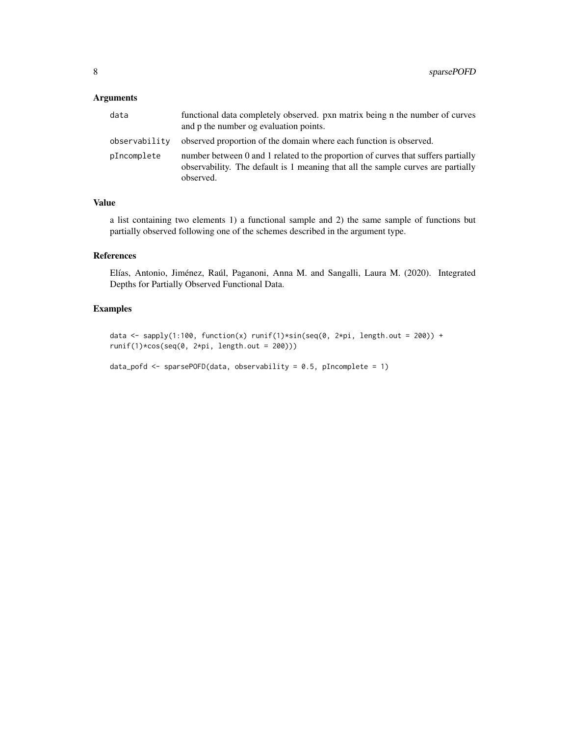## Arguments

| | |
|---|---|
| data | functional data completely observed. pxn matrix being n the number of curves and p the number og evaluation points. |
| observability | observed proportion of the domain where each function is observed. |
| pIncomplete | number between 0 and 1 related to the proportion of curves that suffers partially observability. The default is 1 meaning that all the sample curves are partially observed. |

## Value

a list containing two elements 1) a functional sample and 2) the same sample of functions but partially observed following one of the schemes described in the argument type.

## References

Elías, Antonio, Jiménez, Raúl, Paganoni, Anna M. and Sangalli, Laura M. (2020). Integrated Depths for Partially Observed Functional Data.

## Examples

```
data <- sapply(1:100, function(x) runif(1)*sin(seq(0, 2*pi, length.out = 200)) +
runif(1)*cos(seq(0, 2*pi, length.out = 200)))

data_pofd <- sparsePOFD(data, observability = 0.5, pIncomplete = 1)
```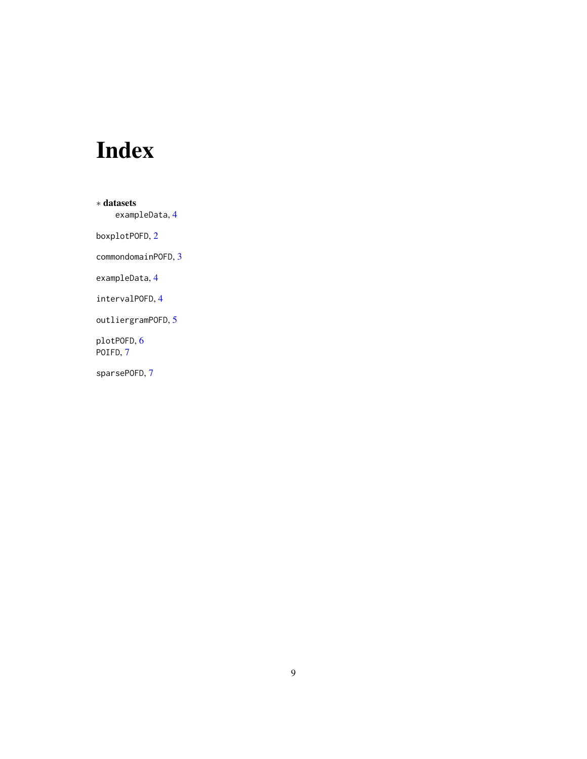# Index

∗ **datasets**
    exampleData, 4

boxplotPOFD, 2

commondomainPOFD, 3

exampleData, 4

intervalPOFD, 4

outliergramPOFD, 5

plotPOFD, 6
POIFD, 7

sparsePOFD, 7